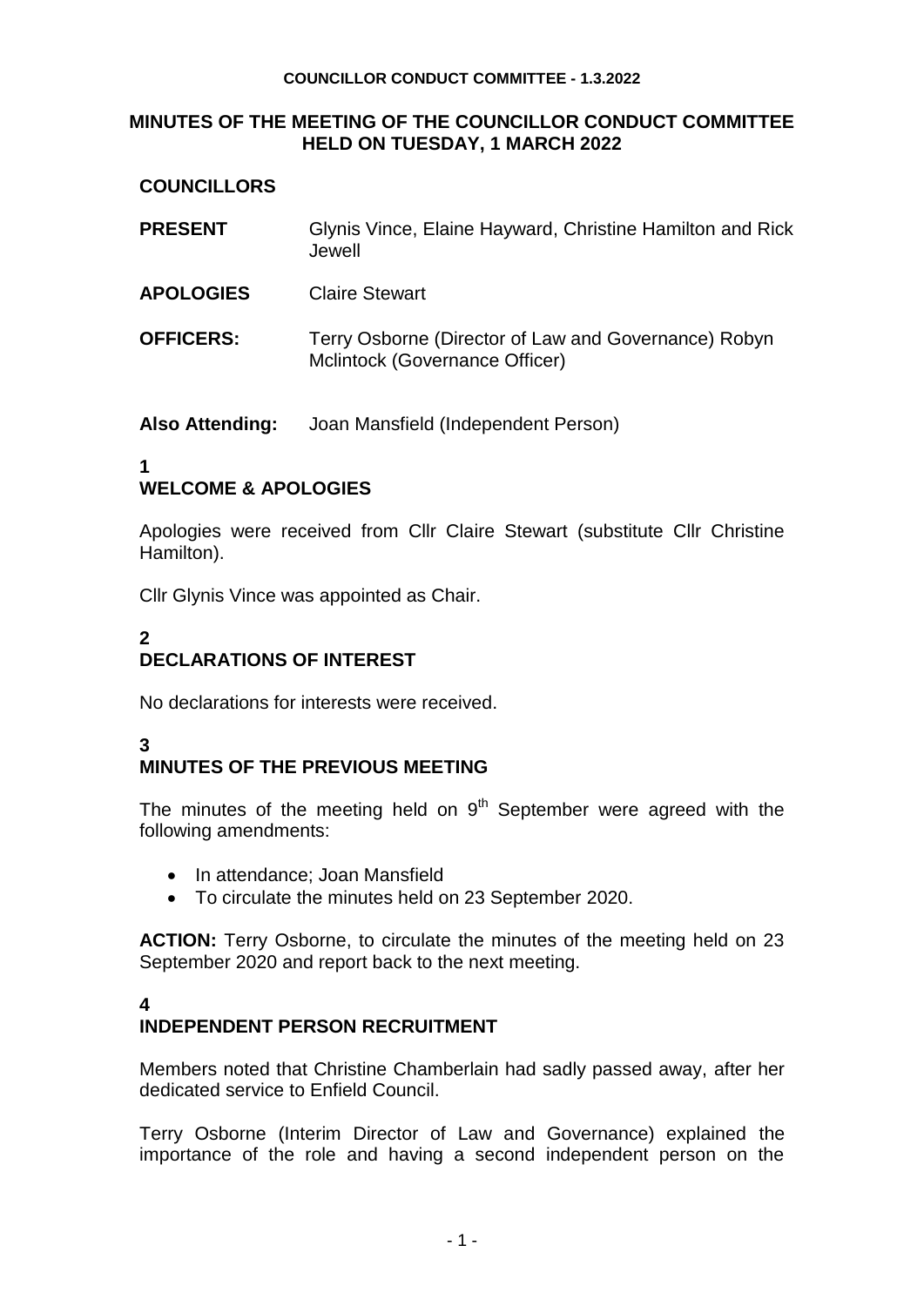# MINUTES OF THE MEETING OF THE COUNCILLOR CONDUCT COMMITTEE HELD ON TUESDAY, 1 MARCH 2022

**COUNCILLORS**

| | |
|---|---|
| **PRESENT** | Glynis Vince, Elaine Hayward, Christine Hamilton and Rick Jewell |
| **APOLOGIES** | Claire Stewart |
| **OFFICERS:** | Terry Osborne (Director of Law and Governance) Robyn Mclintock (Governance Officer) |
| **Also Attending:** | Joan Mansfield (Independent Person) |

## 1 WELCOME & APOLOGIES

Apologies were received from Cllr Claire Stewart (substitute Cllr Christine Hamilton).

Cllr Glynis Vince was appointed as Chair.

## 2 DECLARATIONS OF INTEREST

No declarations for interests were received.

## 3 MINUTES OF THE PREVIOUS MEETING

The minutes of the meeting held on 9th September were agreed with the following amendments:

- In attendance; Joan Mansfield
- To circulate the minutes held on 23 September 2020.

**ACTION:** Terry Osborne, to circulate the minutes of the meeting held on 23 September 2020 and report back to the next meeting.

## 4 INDEPENDENT PERSON RECRUITMENT

Members noted that Christine Chamberlain had sadly passed away, after her dedicated service to Enfield Council.

Terry Osborne (Interim Director of Law and Governance) explained the importance of the role and having a second independent person on the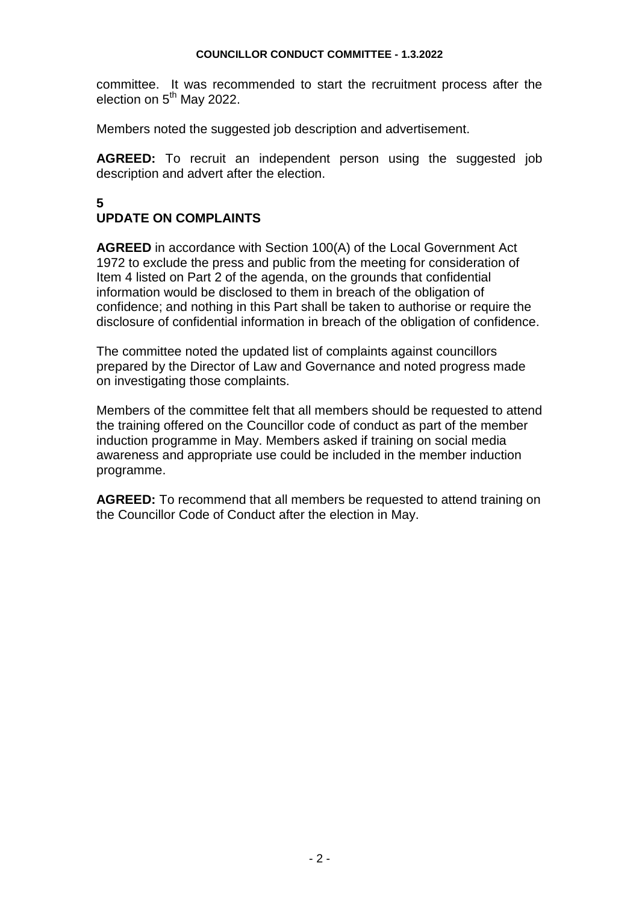committee. It was recommended to start the recruitment process after the election on 5th May 2022.

Members noted the suggested job description and advertisement.

**AGREED:** To recruit an independent person using the suggested job description and advert after the election.

## 5 UPDATE ON COMPLAINTS

**AGREED** in accordance with Section 100(A) of the Local Government Act 1972 to exclude the press and public from the meeting for consideration of Item 4 listed on Part 2 of the agenda, on the grounds that confidential information would be disclosed to them in breach of the obligation of confidence; and nothing in this Part shall be taken to authorise or require the disclosure of confidential information in breach of the obligation of confidence.

The committee noted the updated list of complaints against councillors prepared by the Director of Law and Governance and noted progress made on investigating those complaints.

Members of the committee felt that all members should be requested to attend the training offered on the Councillor code of conduct as part of the member induction programme in May. Members asked if training on social media awareness and appropriate use could be included in the member induction programme.

**AGREED:** To recommend that all members be requested to attend training on the Councillor Code of Conduct after the election in May.